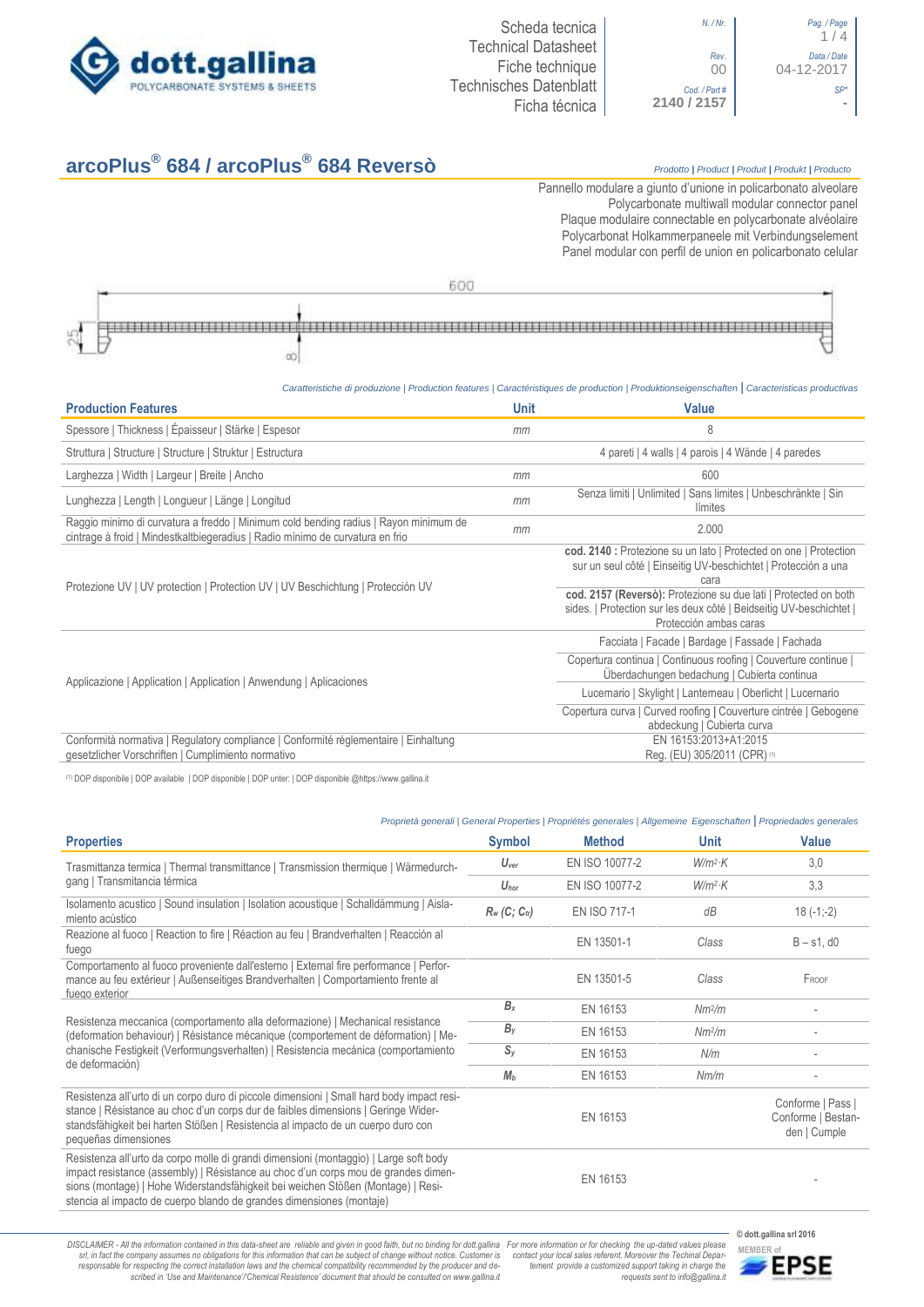Scheda tecnica | Technical Datasheet | Fiche technique | Technisches Datenblatt | Ficha técnica

N. / Nr. | Rev. 00 | Cod. / Part # 2140 / 2157 | Data / Date 04-12-2017 | SP* -

# arcoPlus® 684 / arcoPlus® 684 Reversò

*Prodotto | Product | Produit | Produkt | Producto*

Pannello modulare a giunto d'unione in policarbonato alveolare
Polycarbonate multiwall modular connector panel
Plaque modulaire connectable en polycarbonate alvéolaire
Polycarbonat Holkammerpaneele mit Verbindungselement
Panel modular con perfil de union en policarbonato celular

600 | 25 | ∞

*Caratteristiche di produzione | Production features | Caractéristiques de production | Produktionseigenschaften | Caracteristicas productivas*

| Production Features | Unit | Value |
|---|---|---|
| Spessore \| Thickness \| Épaisseur \| Stärke \| Espesor | *mm* | 8 |
| Struttura \| Structure \| Structure \| Struktur \| Estructura | | 4 pareti \| 4 walls \| 4 parois \| 4 Wände \| 4 paredes |
| Larghezza \| Width \| Largeur \| Breite \| Ancho | *mm* | 600 |
| Lunghezza \| Length \| Longueur \| Länge \| Longitud | *mm* | Senza limiti \| Unlimited \| Sans limites \| Unbeschränkte \| Sin límites |
| Raggio minimo di curvatura a freddo \| Minimum cold bending radius \| Rayon minimum de cintrage à froid \| Mindestkaltbiegeradius \| Radio mínimo de curvatura en frio | *mm* | 2.000 |
| Protezione UV \| UV protection \| Protection UV \| UV Beschichtung \| Protección UV | | **cod. 2140 :** Protezione su un lato \| Protected on one \| Protection sur un seul côté \| Einseitig UV-beschichtet \| Protección a una cara |
| | | **cod. 2157 (Reversò):** Protezione su due lati \| Protected on both sides. \| Protection sur les deux côté \| Beidseitig UV-beschichtet \| Protección ambas caras |
| Applicazione \| Application \| Application \| Anwendung \| Aplicaciones | | Facciata \| Facade \| Bardage \| Fassade \| Fachada |
| | | Copertura continua \| Continuous roofing \| Couverture continue \| Überdachungen bedachung \| Cubierta continua |
| | | Lucernario \| Skylight \| Lanterneau \| Oberlicht \| Lucernario |
| | | Copertura curva \| Curved roofing \| Couverture cintrée \| Gebogene abdeckung \| Cubierta curva |
| Conformità normativa \| Regulatory compliance \| Conformité réglementaire \| Einhaltung gesetzlicher Vorschriften \| Cumplimiento normativo | | EN 16153:2013+A1:2015<br>Reg. (EU) 305/2011 (CPR) [1] |

[1] DOP disponibile | DOP available | DOP disponible | DOP unter: | DOP disponible @https://www.gallina.it

*Proprietà generali | General Properties | Propriétés generales | Allgemeine Eigenschaften | Propriedades generales*

| Properties | Symbol | Method | Unit | Value |
|---|---|---|---|---|
| Trasmittanza termica \| Thermal transmittance \| Transmission thermique \| Wärmedurchgang \| Transmitancia térmica | $U_{ver}$ | EN ISO 10077-2 | $W/m^2 \cdot K$ | 3,0 |
| | $U_{hor}$ | EN ISO 10077-2 | $W/m^2 \cdot K$ | 3,3 |
| Isolamento acustico \| Sound insulation \| Isolation acoustique \| Schalldämmung \| Aislamiento acústico | $R_w$ $(C; C_{tr})$ | EN ISO 717-1 | *dB* | 18 (-1;-2) |
| Reazione al fuoco \| Reaction to fire \| Réaction au feu \| Brandverhalten \| Reacción al fuego | | EN 13501-1 | *Class* | B – s1, d0 |
| Comportamento al fuoco proveniente dall'esterno \| External fire performance \| Performance au feu extérieur \| Außenseitiges Brandverhalten \| Comportamiento frente al fuego exterior | | EN 13501-5 | *Class* | FROOF |
| Resistenza meccanica (comportamento alla deformazione) \| Mechanical resistance (deformation behaviour) \| Résistance mécanique (comportement de déformation) \| Mechanische Festigkeit (Verformungsverhalten) \| Resistencia mecánica (comportamiento de deformación) | $B_x$ | EN 16153 | $Nm^2/m$ | - |
| | $B_y$ | EN 16153 | $Nm^2/m$ | - |
| | $S_y$ | EN 16153 | *N/m* | - |
| | $M_b$ | EN 16153 | *Nm/m* | - |
| Resistenza all'urto di un corpo duro di piccole dimensioni \| Small hard body impact resistance \| Résistance au choc d'un corps dur de faibles dimensions \| Geringe Widerstandsfähigkeit bei harten Stößen \| Resistencia al impacto de un cuerpo duro con pequeñas dimensiones | | EN 16153 | | Conforme \| Pass \| Conforme \| Bestanden \| Cumple |
| Resistenza all'urto da corpo molle di grandi dimensioni (montaggio) \| Large soft body impact resistance (assembly) \| Résistance au choc d'un corps mou de grandes dimensions (montage) \| Hohe Widerstandsfähigkeit bei weichen Stößen (Montage) \| Resistencia al impacto de cuerpo blando de grandes dimensiones (montaje) | | EN 16153 | | - |

*DISCLAIMER - All the information contained in this data-sheet are reliable and given in good faith, but no binding for dott.gallina srl, in fact the company assumes no obligations for this information that can be subject of change without notice. Customer is responsable for respecting the correct installation laws and the chemical compatibility recommended by the producer and described in 'Use and Maintenance'/'Chemical Resistence' document that should be consulted on www.gallina.it*

*For more information or for checking the up-dated values please contact your local sales referent. Moreover the Techinal Depar-tement provide a customized support taking in charge the requests sent to info@gallina.it*

© dott.gallina srl 2016

MEMBER of EPSE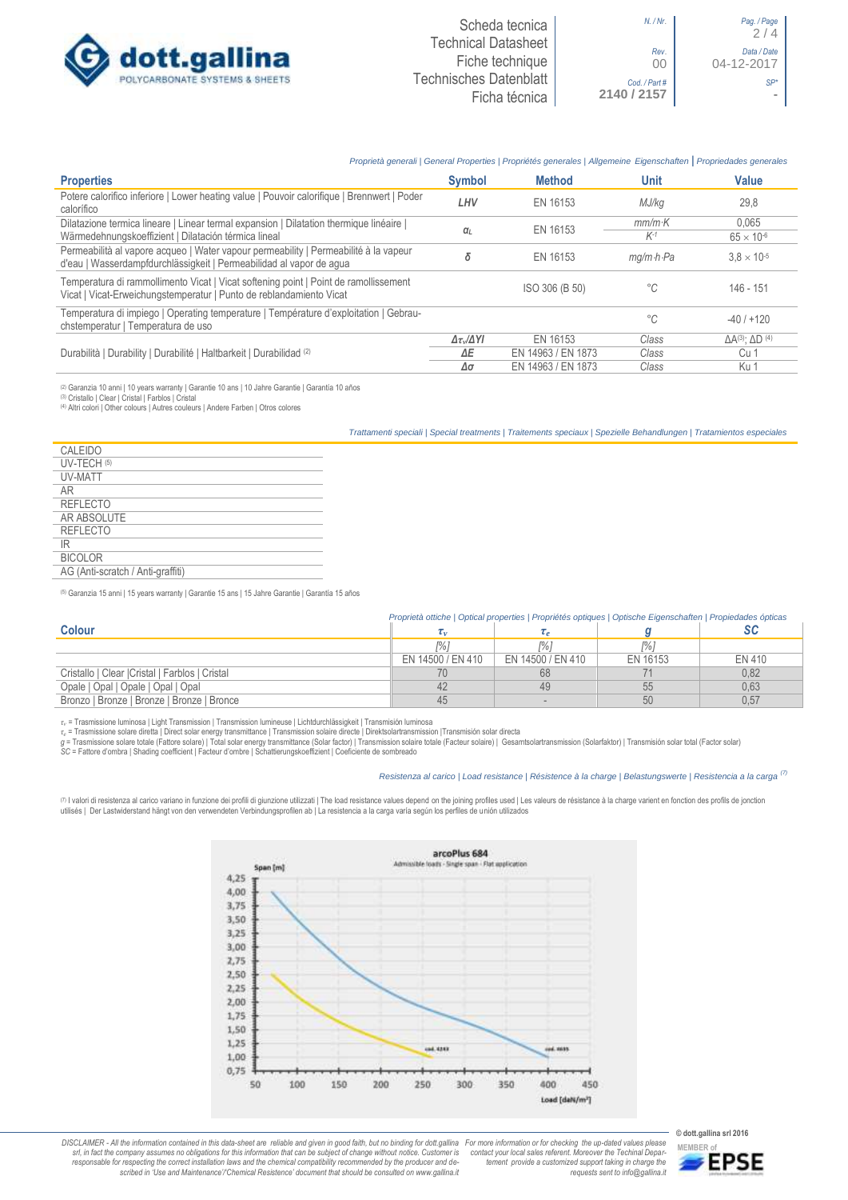*Proprietà generali | General Properties | Propriétés generales | Allgemeine Eigenschaften | Propriedades generales*

| Properties | Symbol | Method | Unit | Value |
|---|---|---|---|---|
| Potere calorifico inferiore \| Lower heating value \| Pouvoir calorifique \| Brennwert \| Poder calorífico | *LHV* | EN 16153 | *MJ/kg* | 29,8 |
| Dilatazione termica lineare \| Linear termal expansion \| Dilatation thermique linéaire \| Wärmedehnungskoeffizient \| Dilatación térmica lineal | $\alpha_L$ | EN 16153 | *mm/m·K* | 0,065 |
| | | | $K^{-1}$ | $65 \times 10^{-6}$ |
| Permeabilità al vapore acqueo \| Water vapour permeability \| Permeabilité à la vapeur d'eau \| Wasserdampfdurchlässigkeit \| Permeabilidad al vapor de agua | $\delta$ | EN 16153 | *mg/m·h·Pa* | $3,8 \times 10^{-5}$ |
| Temperatura di rammollimento Vicat \| Vicat softening point \| Point de ramollissement Vicat \| Vicat-Erweichungstemperatur \| Punto de reblandamiento Vicat | | ISO 306 (B 50) | °C | 146 - 151 |
| Temperatura di impiego \| Operating temperature \| Température d'exploitation \| Gebrauchstemperatur \| Temperatura de uso | | | °C | -40 / +120 |
| Durabilità \| Durability \| Durabilité \| Haltbarkeit \| Durabilidad [2] | $\Delta\tau_v/\Delta YI$ | EN 16153 | *Class* | ΔA[3]; ΔD [4] |
| | $\Delta E$ | EN 14963 / EN 1873 | *Class* | Cu 1 |
| | $\Delta\sigma$ | EN 14963 / EN 1873 | *Class* | Ku 1 |

[2] Garanzia 10 anni | 10 years warranty | Garantie 10 ans | 10 Jahre Garantie | Garantía 10 años
[3] Cristallo | Clear | Cristal | Farblos | Cristal
[4] Altri colori | Other colours | Autres couleurs | Andere Farben | Otros colores

*Trattamenti speciali | Special treatments | Traitements speciaux | Spezielle Behandlungen | Tratamientos especiales*

- CALEIDO
- UV-TECH [5]
- UV-MATT
- AR
- REFLECTO
- AR ABSOLUTE
- REFLECTO
- IR
- BICOLOR
- AG (Anti-scratch / Anti-graffiti)

[5] Garanzia 15 anni | 15 years warranty | Garantie 15 ans | 15 Jahre Garantie | Garantía 15 años

*Proprietà ottiche | Optical properties | Propriétés optiques | Optische Eigenschaften | Propiedades ópticas*

| Colour | $\tau_v$ | $\tau_e$ | *g* | *SC* |
|---|---|---|---|---|
| | [%] | [%] | [%] | |
| | EN 14500 / EN 410 | EN 14500 / EN 410 | EN 16153 | EN 410 |
| Cristallo \| Clear \|Cristal \| Farblos \| Cristal | 70 | 68 | 71 | 0,82 |
| Opale \| Opal \| Opale \| Opal \| Opal | 42 | 49 | 55 | 0,63 |
| Bronzo \| Bronze \| Bronze \| Bronze \| Bronce | 45 | - | 50 | 0,57 |

$\tau_v$ = Trasmissione luminosa | Light Transmission | Transmission lumineuse | Lichtdurchlässigkeit | Transmisión luminosa
$\tau_e$ = Trasmissione solare diretta | Direct solar energy transmittance | Transmission solaire directe | Direktsolartransmission |Transmisión solar directa
*g* = Trasmissione solare totale (Fattore solare) | Total solar energy transmittance (Solar factor) | Transmission solaire totale (Facteur solaire) | Gesamtsolartransmission (Solarfaktor) | Transmisión solar total (Factor solar)
*SC* = Fattore d'ombra | Shading coefficient | Facteur d'ombre | Schattierungskoeffizient | Coeficiente de sombreado

*Resistenza al carico | Load resistance | Résistence à la charge | Belastungswerte | Resistencia a la carga* [7]

[7] I valori di resistenza al carico variano in funzione dei profili di giunzione utilizzati | The load resistance values depend on the joining profiles used | Les valeurs de résistance à la charge varient en fonction des profils de jonction utilisés | Der Lastwiderstand hängt von den verwendeten Verbindungsprofilen ab | La resistencia a la carga varía según los perfiles de unión utilizados

**arcoPlus 684**
Admissible loads - Single span - Flat application

Span [m]: 4,25 – 0,75; Load [daN/m²]: 50 – 450; cod. 4243; cod. 4635

DISCLAIMER - All the information contained in this data-sheet are reliable and given in good faith, but no binding for dott.gallina srl, in fact the company assumes no obligations for this information that can be subject of change without notice. Customer is responsable for respecting the correct installation laws and the chemical compatibility recommended by the producer and described in 'Use and Maintenance'/'Chemical Resistence' document that should be consulted on www.gallina.it For more information or for checking the up-dated values please contact your local sales referent. Moreover the Techinal Department provide a customized support taking in charge the requests sent to info@gallina.it

© dott.gallina srl 2016
MEMBER of EPSE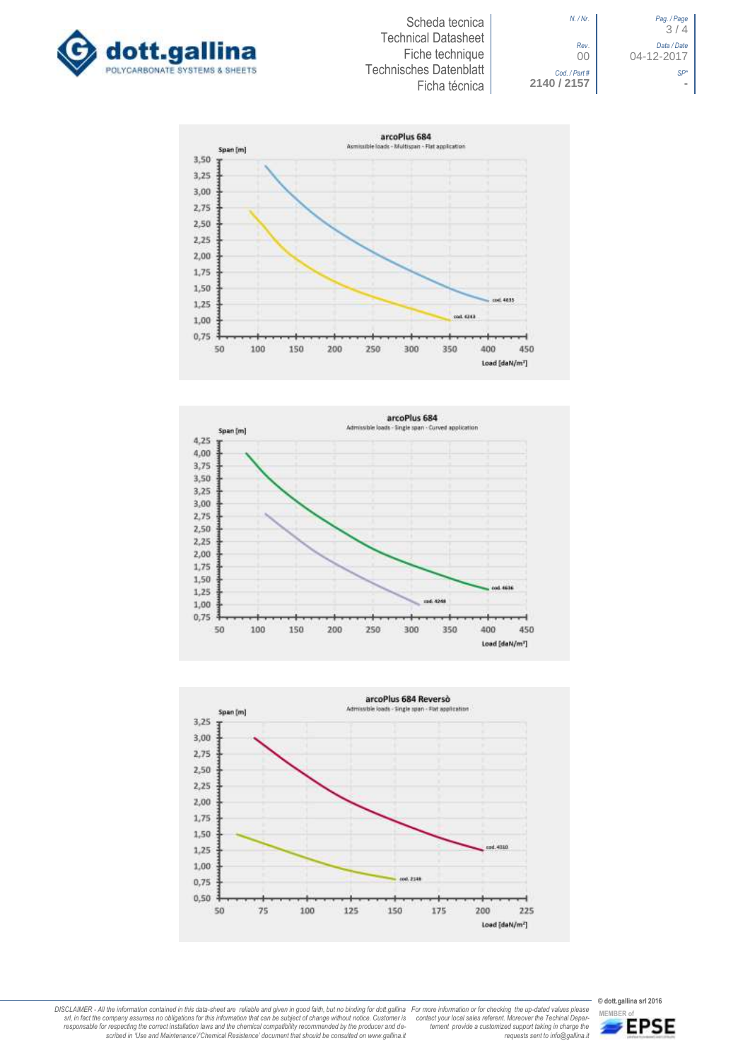**arcoPlus 684**
Asmissible loads - Multispan - Flat application

Span [m]

3,50 / 3,25 / 3,00 / 2,75 / 2,50 / 2,25 / 2,00 / 1,75 / 1,50 / 1,25 / 1,00 / 0,75

50 / 100 / 150 / 200 / 250 / 300 / 350 / 400 / 450

Load [daN/m²]

cod. 4835

cod. 4243

**arcoPlus 684**
Admissible loads - Single span - Curved application

Span [m]

4,25 / 4,00 / 3,75 / 3,50 / 3,25 / 3,00 / 2,75 / 2,50 / 2,25 / 2,00 / 1,75 / 1,50 / 1,25 / 1,00 / 0,75

50 / 100 / 150 / 200 / 250 / 300 / 350 / 400 / 450

Load [daN/m²]

cod. 4636

cod. 4248

**arcoPlus 684 Reversò**
Admissible loads - Single span - Flat application

Span [m]

3,25 / 3,00 / 2,75 / 2,50 / 2,25 / 2,00 / 1,75 / 1,50 / 1,25 / 1,00 / 0,75 / 0,50

50 / 75 / 100 / 125 / 150 / 175 / 200 / 225

Load [daN/m²]

cod. 4310

cod. 2148

DISCLAIMER - All the information contained in this data-sheet are reliable and given in good faith, but no binding for dott.gallina srl, in fact the company assumes no obligations for this information that can be subject of change without notice. Customer is responsable for respecting the correct installation laws and the chemical compatibility recommended by the producer and described in 'Use and Maintenance'/'Chemical Resistence' document that should be consulted on www.gallina.it

For more information or for checking the up-dated values please contact your local sales referent. Moreover the Techinal Departement provide a customized support taking in charge the requests sent to info@gallina.it

© dott.gallina srl 2016

MEMBER of EPSE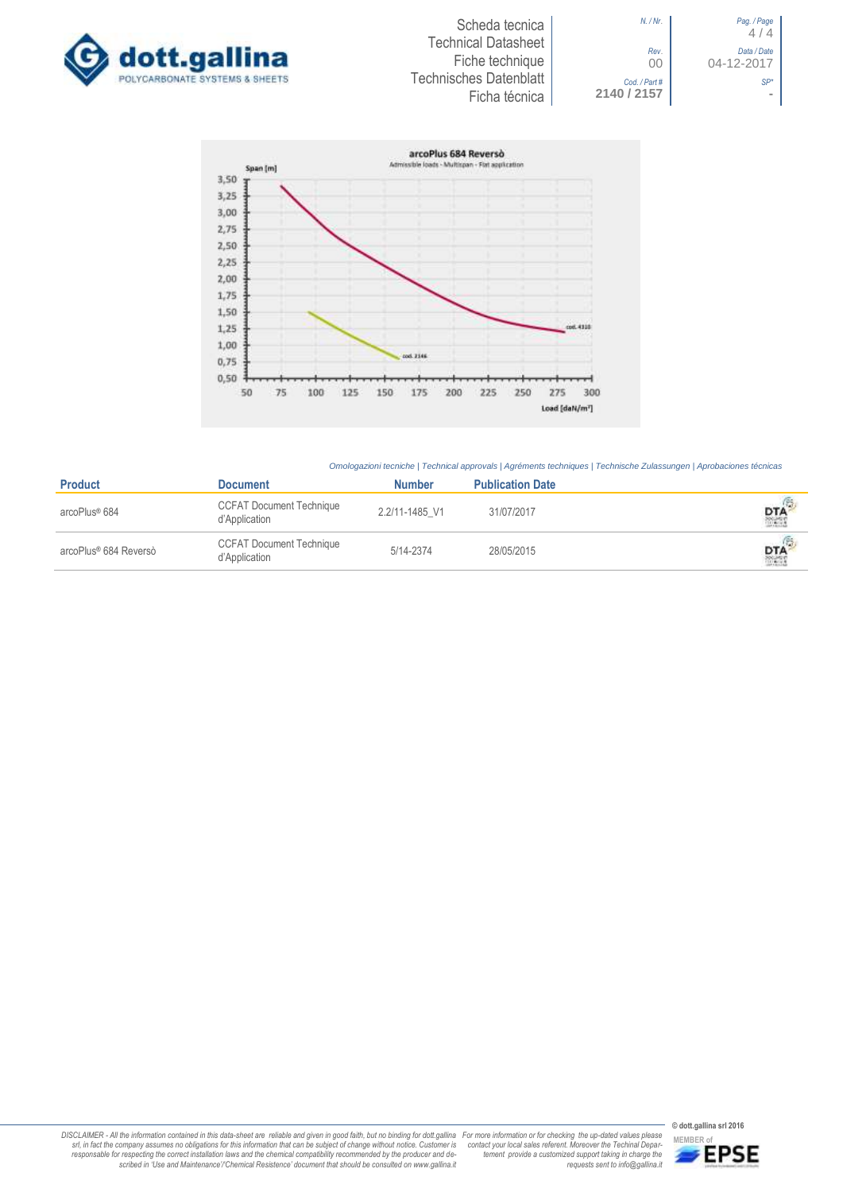arcoPlus 684 Reversò

Admissible loads - Multispan - Flat application

Span [m]

3,50
3,25
3,00
2,75
2,50
2,25
2,00
1,75
1,50
1,25
1,00
0,75
0,50

50 75 100 125 150 175 200 225 250 275 300

Load [daN/m²]

cod. 4310

cod. 2146

*Omologazioni tecniche | Technical approvals | Agréments techniques | Technische Zulassungen | Aprobaciones técnicas*

| Product | Document | Number | Publication Date | |
|---|---|---|---|---|
| arcoPlus® 684 | CCFAT Document Technique d'Application | 2.2/11-1485_V1 | 31/07/2017 | DTA |
| arcoPlus® 684 Reversò | CCFAT Document Technique d'Application | 5/14-2374 | 28/05/2015 | DTA |

*DISCLAIMER - All the information contained in this data-sheet are reliable and given in good faith, but no binding for dott.gallina srl, in fact the company assumes no obligations for this information that can be subject of change without notice. Customer is responsable for respecting the correct installation laws and the chemical compatibility recommended by the producer and described in 'Use and Maintenance'/'Chemical Resistence' document that should be consulted on www.gallina.it*

*For more information or for checking the up-dated values please contact your local sales referent. Moreover the Techinal Department provide a customized support taking in charge the requests sent to info@gallina.it*

© dott.gallina srl 2016

MEMBER of EPSE